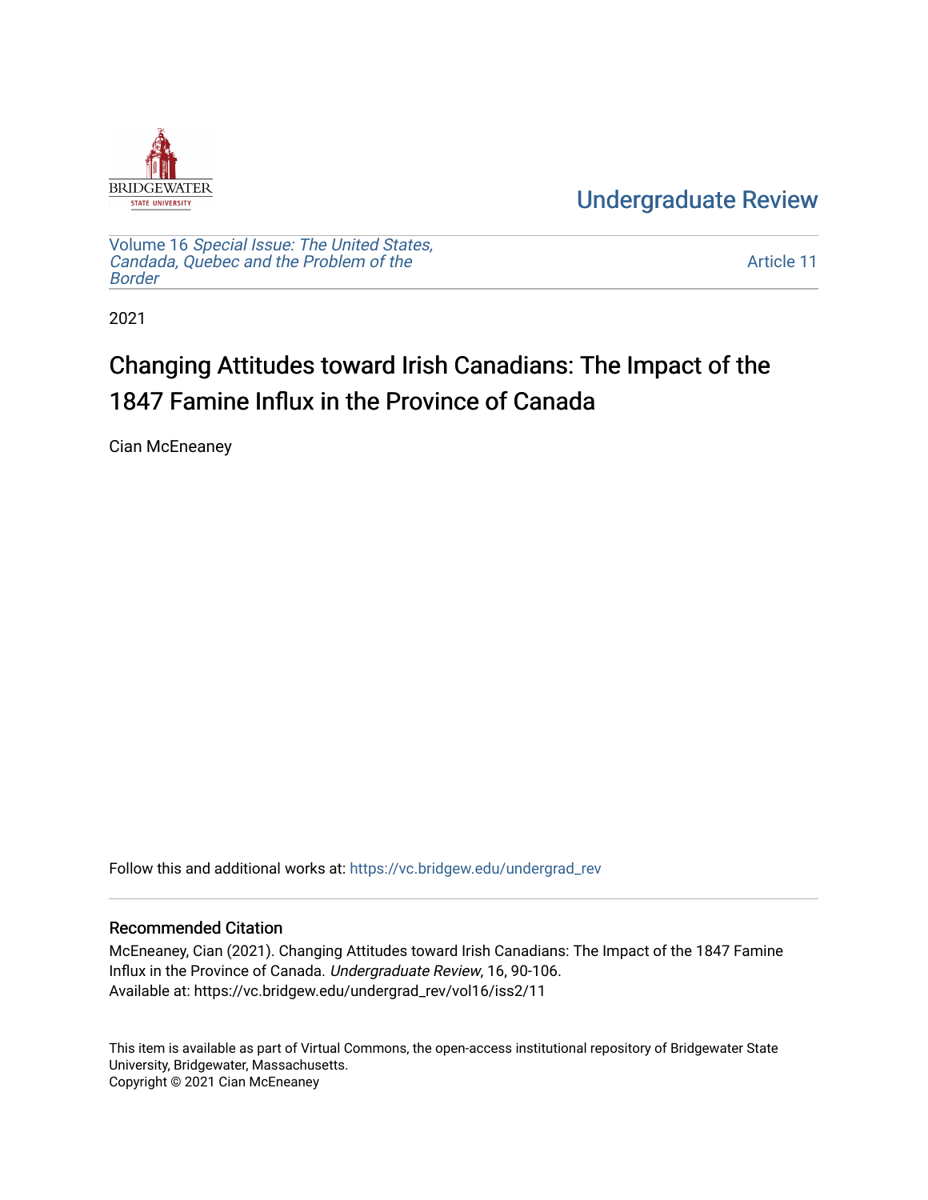BRIDGEWATER STATE UNIVERSITY

# Undergraduate Review

Volume 16 *Special Issue: The United States, Candada, Quebec and the Problem of the Border*

Article 11

2021

# Changing Attitudes toward Irish Canadians: The Impact of the 1847 Famine Influx in the Province of Canada

Cian McEneaney

Follow this and additional works at: https://vc.bridgew.edu/undergrad_rev

## Recommended Citation

McEneaney, Cian (2021). Changing Attitudes toward Irish Canadians: The Impact of the 1847 Famine Influx in the Province of Canada. *Undergraduate Review*, 16, 90-106.
Available at: https://vc.bridgew.edu/undergrad_rev/vol16/iss2/11

This item is available as part of Virtual Commons, the open-access institutional repository of Bridgewater State University, Bridgewater, Massachusetts.
Copyright © 2021 Cian McEneaney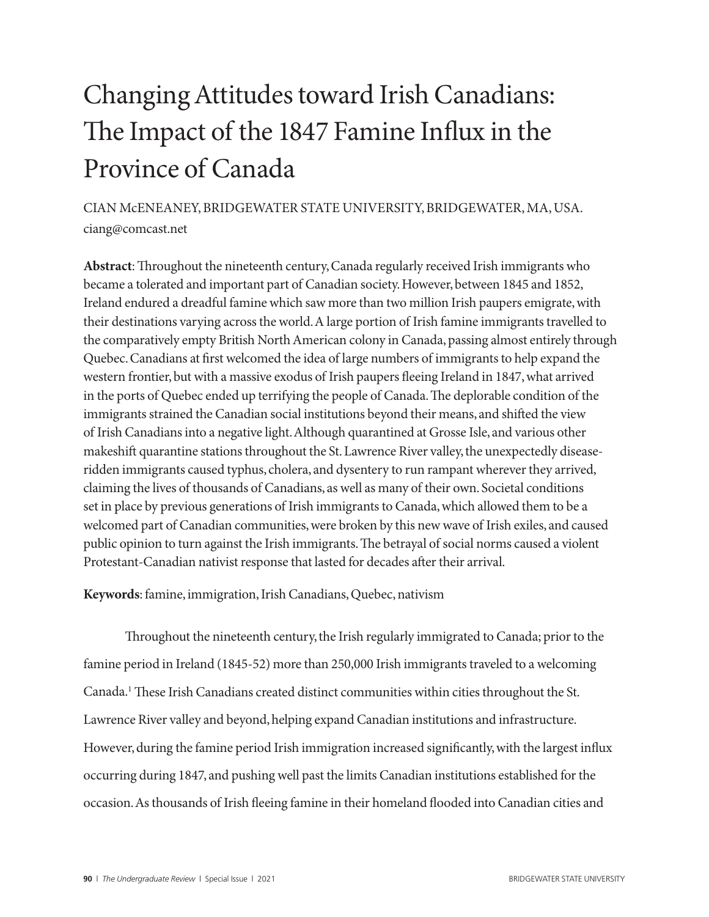# Changing Attitudes toward Irish Canadians: The Impact of the 1847 Famine Influx in the Province of Canada

CIAN McENEANEY, BRIDGEWATER STATE UNIVERSITY, BRIDGEWATER, MA, USA.
ciang@comcast.net

**Abstract**: Throughout the nineteenth century, Canada regularly received Irish immigrants who became a tolerated and important part of Canadian society. However, between 1845 and 1852, Ireland endured a dreadful famine which saw more than two million Irish paupers emigrate, with their destinations varying across the world. A large portion of Irish famine immigrants travelled to the comparatively empty British North American colony in Canada, passing almost entirely through Quebec. Canadians at first welcomed the idea of large numbers of immigrants to help expand the western frontier, but with a massive exodus of Irish paupers fleeing Ireland in 1847, what arrived in the ports of Quebec ended up terrifying the people of Canada. The deplorable condition of the immigrants strained the Canadian social institutions beyond their means, and shifted the view of Irish Canadians into a negative light. Although quarantined at Grosse Isle, and various other makeshift quarantine stations throughout the St. Lawrence River valley, the unexpectedly disease-ridden immigrants caused typhus, cholera, and dysentery to run rampant wherever they arrived, claiming the lives of thousands of Canadians, as well as many of their own. Societal conditions set in place by previous generations of Irish immigrants to Canada, which allowed them to be a welcomed part of Canadian communities, were broken by this new wave of Irish exiles, and caused public opinion to turn against the Irish immigrants. The betrayal of social norms caused a violent Protestant-Canadian nativist response that lasted for decades after their arrival.

**Keywords**: famine, immigration, Irish Canadians, Quebec, nativism

Throughout the nineteenth century, the Irish regularly immigrated to Canada; prior to the famine period in Ireland (1845-52) more than 250,000 Irish immigrants traveled to a welcoming Canada.[1] These Irish Canadians created distinct communities within cities throughout the St. Lawrence River valley and beyond, helping expand Canadian institutions and infrastructure. However, during the famine period Irish immigration increased significantly, with the largest influx occurring during 1847, and pushing well past the limits Canadian institutions established for the occasion. As thousands of Irish fleeing famine in their homeland flooded into Canadian cities and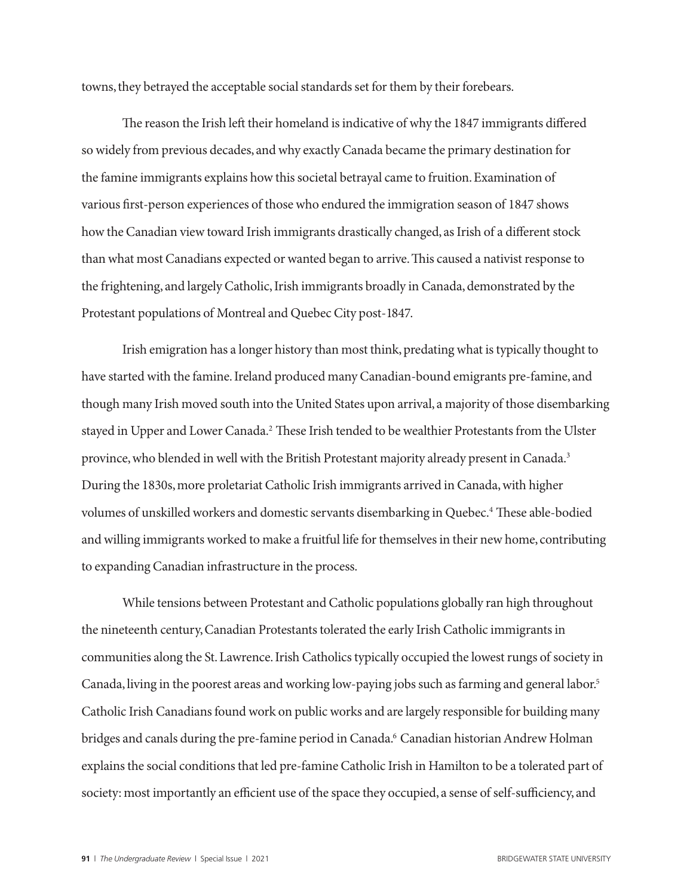towns, they betrayed the acceptable social standards set for them by their forebears.

The reason the Irish left their homeland is indicative of why the 1847 immigrants differed so widely from previous decades, and why exactly Canada became the primary destination for the famine immigrants explains how this societal betrayal came to fruition. Examination of various first-person experiences of those who endured the immigration season of 1847 shows how the Canadian view toward Irish immigrants drastically changed, as Irish of a different stock than what most Canadians expected or wanted began to arrive. This caused a nativist response to the frightening, and largely Catholic, Irish immigrants broadly in Canada, demonstrated by the Protestant populations of Montreal and Quebec City post-1847.

Irish emigration has a longer history than most think, predating what is typically thought to have started with the famine. Ireland produced many Canadian-bound emigrants pre-famine, and though many Irish moved south into the United States upon arrival, a majority of those disembarking stayed in Upper and Lower Canada.[2] These Irish tended to be wealthier Protestants from the Ulster province, who blended in well with the British Protestant majority already present in Canada.[3] During the 1830s, more proletariat Catholic Irish immigrants arrived in Canada, with higher volumes of unskilled workers and domestic servants disembarking in Quebec.[4] These able-bodied and willing immigrants worked to make a fruitful life for themselves in their new home, contributing to expanding Canadian infrastructure in the process.

While tensions between Protestant and Catholic populations globally ran high throughout the nineteenth century, Canadian Protestants tolerated the early Irish Catholic immigrants in communities along the St. Lawrence. Irish Catholics typically occupied the lowest rungs of society in Canada, living in the poorest areas and working low-paying jobs such as farming and general labor.[5] Catholic Irish Canadians found work on public works and are largely responsible for building many bridges and canals during the pre-famine period in Canada.[6] Canadian historian Andrew Holman explains the social conditions that led pre-famine Catholic Irish in Hamilton to be a tolerated part of society: most importantly an efficient use of the space they occupied, a sense of self-sufficiency, and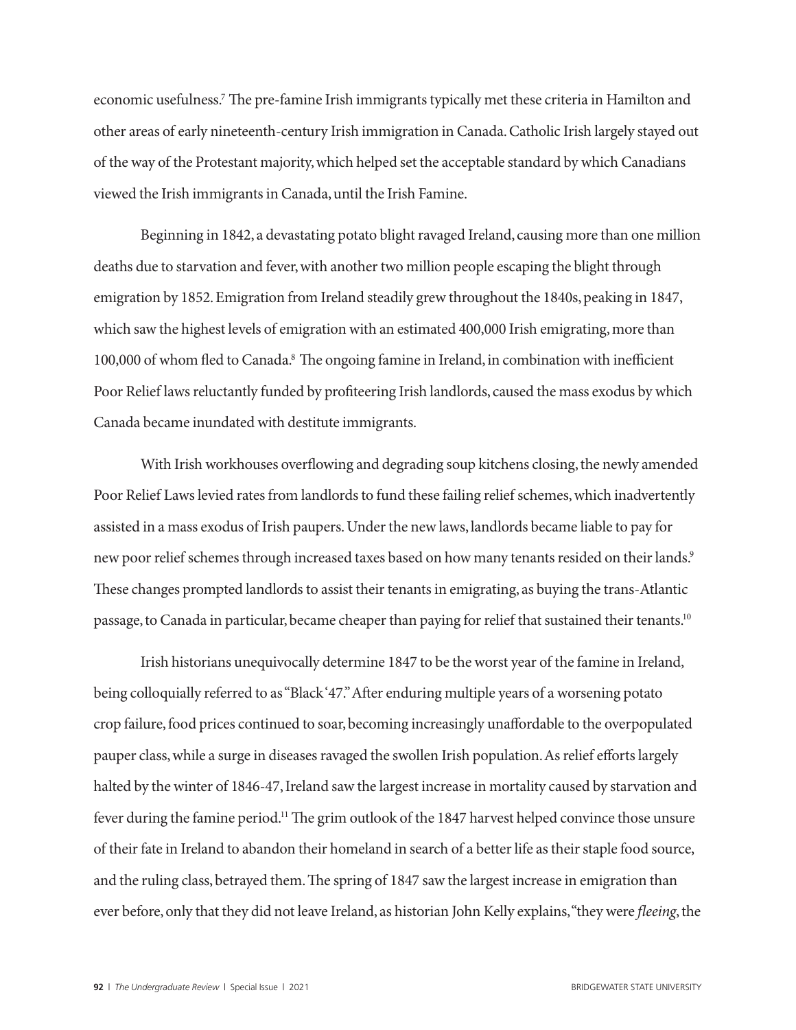economic usefulness.[7] The pre-famine Irish immigrants typically met these criteria in Hamilton and other areas of early nineteenth-century Irish immigration in Canada. Catholic Irish largely stayed out of the way of the Protestant majority, which helped set the acceptable standard by which Canadians viewed the Irish immigrants in Canada, until the Irish Famine.

Beginning in 1842, a devastating potato blight ravaged Ireland, causing more than one million deaths due to starvation and fever, with another two million people escaping the blight through emigration by 1852. Emigration from Ireland steadily grew throughout the 1840s, peaking in 1847, which saw the highest levels of emigration with an estimated 400,000 Irish emigrating, more than 100,000 of whom fled to Canada.[8] The ongoing famine in Ireland, in combination with inefficient Poor Relief laws reluctantly funded by profiteering Irish landlords, caused the mass exodus by which Canada became inundated with destitute immigrants.

With Irish workhouses overflowing and degrading soup kitchens closing, the newly amended Poor Relief Laws levied rates from landlords to fund these failing relief schemes, which inadvertently assisted in a mass exodus of Irish paupers. Under the new laws, landlords became liable to pay for new poor relief schemes through increased taxes based on how many tenants resided on their lands.[9] These changes prompted landlords to assist their tenants in emigrating, as buying the trans-Atlantic passage, to Canada in particular, became cheaper than paying for relief that sustained their tenants.[10]

Irish historians unequivocally determine 1847 to be the worst year of the famine in Ireland, being colloquially referred to as "Black '47." After enduring multiple years of a worsening potato crop failure, food prices continued to soar, becoming increasingly unaffordable to the overpopulated pauper class, while a surge in diseases ravaged the swollen Irish population. As relief efforts largely halted by the winter of 1846-47, Ireland saw the largest increase in mortality caused by starvation and fever during the famine period.[11] The grim outlook of the 1847 harvest helped convince those unsure of their fate in Ireland to abandon their homeland in search of a better life as their staple food source, and the ruling class, betrayed them. The spring of 1847 saw the largest increase in emigration than ever before, only that they did not leave Ireland, as historian John Kelly explains, "they were *fleeing*, the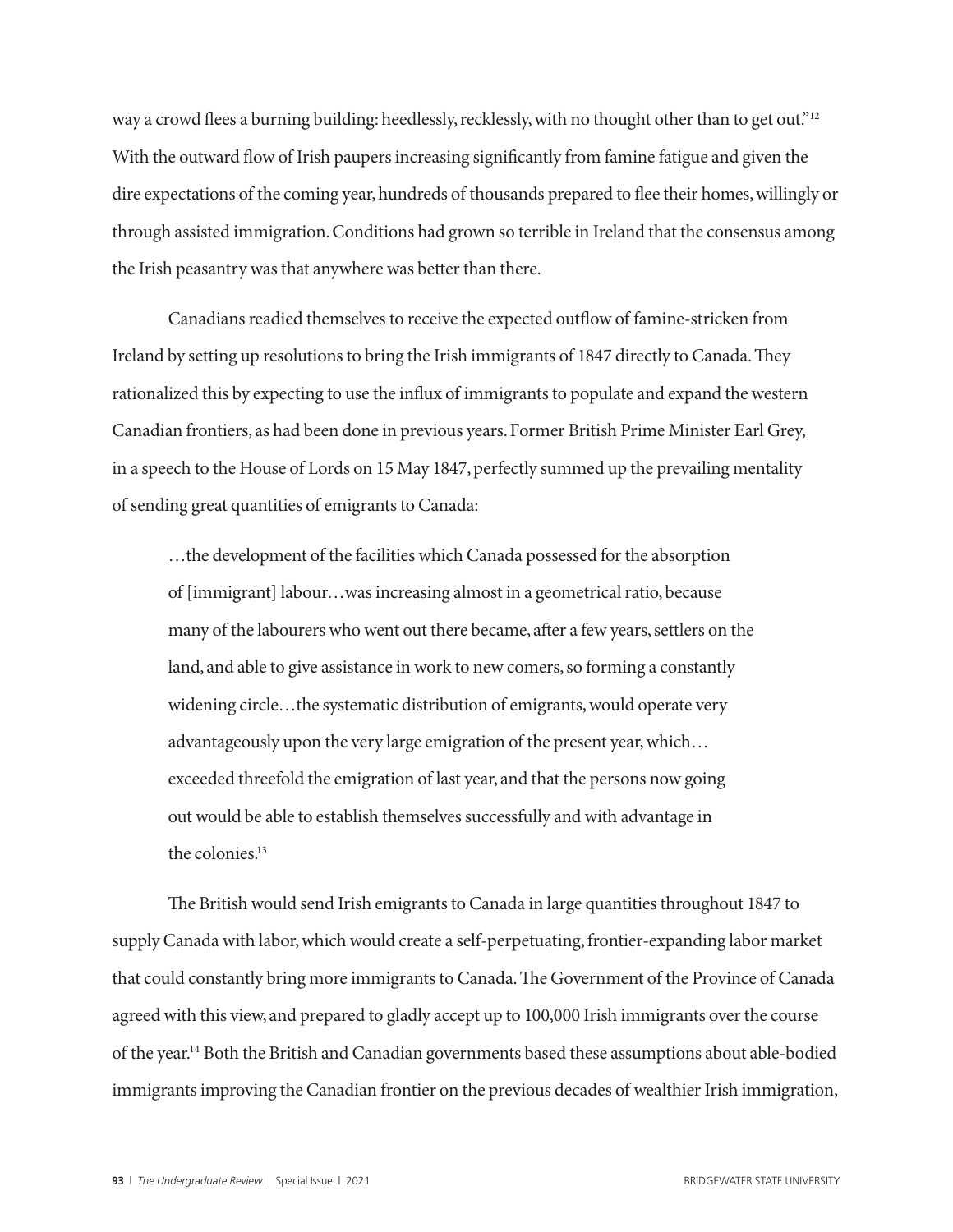way a crowd flees a burning building: heedlessly, recklessly, with no thought other than to get out."[12] With the outward flow of Irish paupers increasing significantly from famine fatigue and given the dire expectations of the coming year, hundreds of thousands prepared to flee their homes, willingly or through assisted immigration. Conditions had grown so terrible in Ireland that the consensus among the Irish peasantry was that anywhere was better than there.

Canadians readied themselves to receive the expected outflow of famine-stricken from Ireland by setting up resolutions to bring the Irish immigrants of 1847 directly to Canada. They rationalized this by expecting to use the influx of immigrants to populate and expand the western Canadian frontiers, as had been done in previous years. Former British Prime Minister Earl Grey, in a speech to the House of Lords on 15 May 1847, perfectly summed up the prevailing mentality of sending great quantities of emigrants to Canada:

> …the development of the facilities which Canada possessed for the absorption of [immigrant] labour…was increasing almost in a geometrical ratio, because many of the labourers who went out there became, after a few years, settlers on the land, and able to give assistance in work to new comers, so forming a constantly widening circle…the systematic distribution of emigrants, would operate very advantageously upon the very large emigration of the present year, which… exceeded threefold the emigration of last year, and that the persons now going out would be able to establish themselves successfully and with advantage in the colonies.[13]

The British would send Irish emigrants to Canada in large quantities throughout 1847 to supply Canada with labor, which would create a self-perpetuating, frontier-expanding labor market that could constantly bring more immigrants to Canada. The Government of the Province of Canada agreed with this view, and prepared to gladly accept up to 100,000 Irish immigrants over the course of the year.[14] Both the British and Canadian governments based these assumptions about able-bodied immigrants improving the Canadian frontier on the previous decades of wealthier Irish immigration,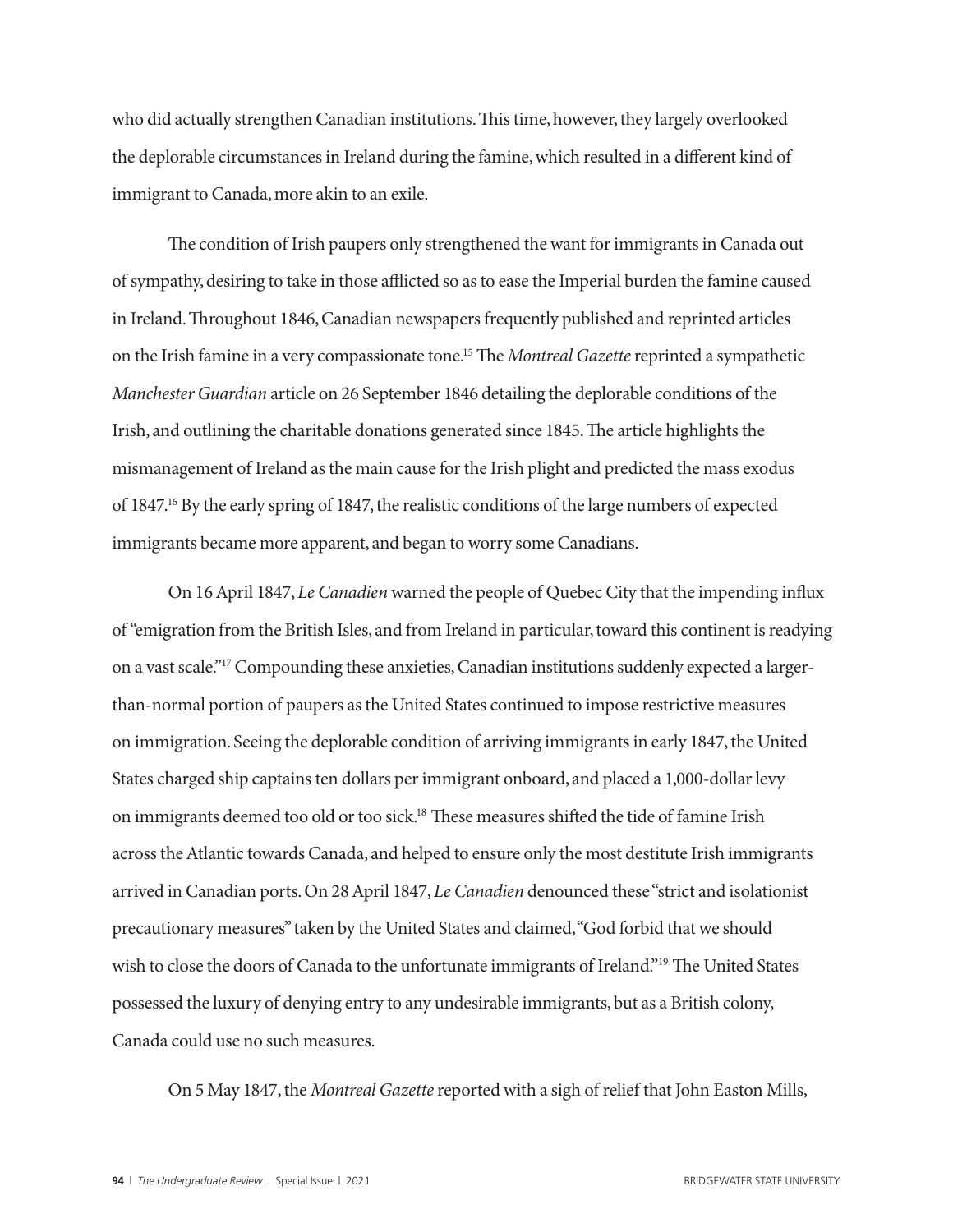who did actually strengthen Canadian institutions. This time, however, they largely overlooked the deplorable circumstances in Ireland during the famine, which resulted in a different kind of immigrant to Canada, more akin to an exile.

The condition of Irish paupers only strengthened the want for immigrants in Canada out of sympathy, desiring to take in those afflicted so as to ease the Imperial burden the famine caused in Ireland. Throughout 1846, Canadian newspapers frequently published and reprinted articles on the Irish famine in a very compassionate tone.[15] The *Montreal Gazette* reprinted a sympathetic *Manchester Guardian* article on 26 September 1846 detailing the deplorable conditions of the Irish, and outlining the charitable donations generated since 1845. The article highlights the mismanagement of Ireland as the main cause for the Irish plight and predicted the mass exodus of 1847.[16] By the early spring of 1847, the realistic conditions of the large numbers of expected immigrants became more apparent, and began to worry some Canadians.

On 16 April 1847, *Le Canadien* warned the people of Quebec City that the impending influx of "emigration from the British Isles, and from Ireland in particular, toward this continent is readying on a vast scale."[17] Compounding these anxieties, Canadian institutions suddenly expected a larger-than-normal portion of paupers as the United States continued to impose restrictive measures on immigration. Seeing the deplorable condition of arriving immigrants in early 1847, the United States charged ship captains ten dollars per immigrant onboard, and placed a 1,000-dollar levy on immigrants deemed too old or too sick.[18] These measures shifted the tide of famine Irish across the Atlantic towards Canada, and helped to ensure only the most destitute Irish immigrants arrived in Canadian ports. On 28 April 1847, *Le Canadien* denounced these "strict and isolationist precautionary measures" taken by the United States and claimed, "God forbid that we should wish to close the doors of Canada to the unfortunate immigrants of Ireland."[19] The United States possessed the luxury of denying entry to any undesirable immigrants, but as a British colony, Canada could use no such measures.

On 5 May 1847, the *Montreal Gazette* reported with a sigh of relief that John Easton Mills,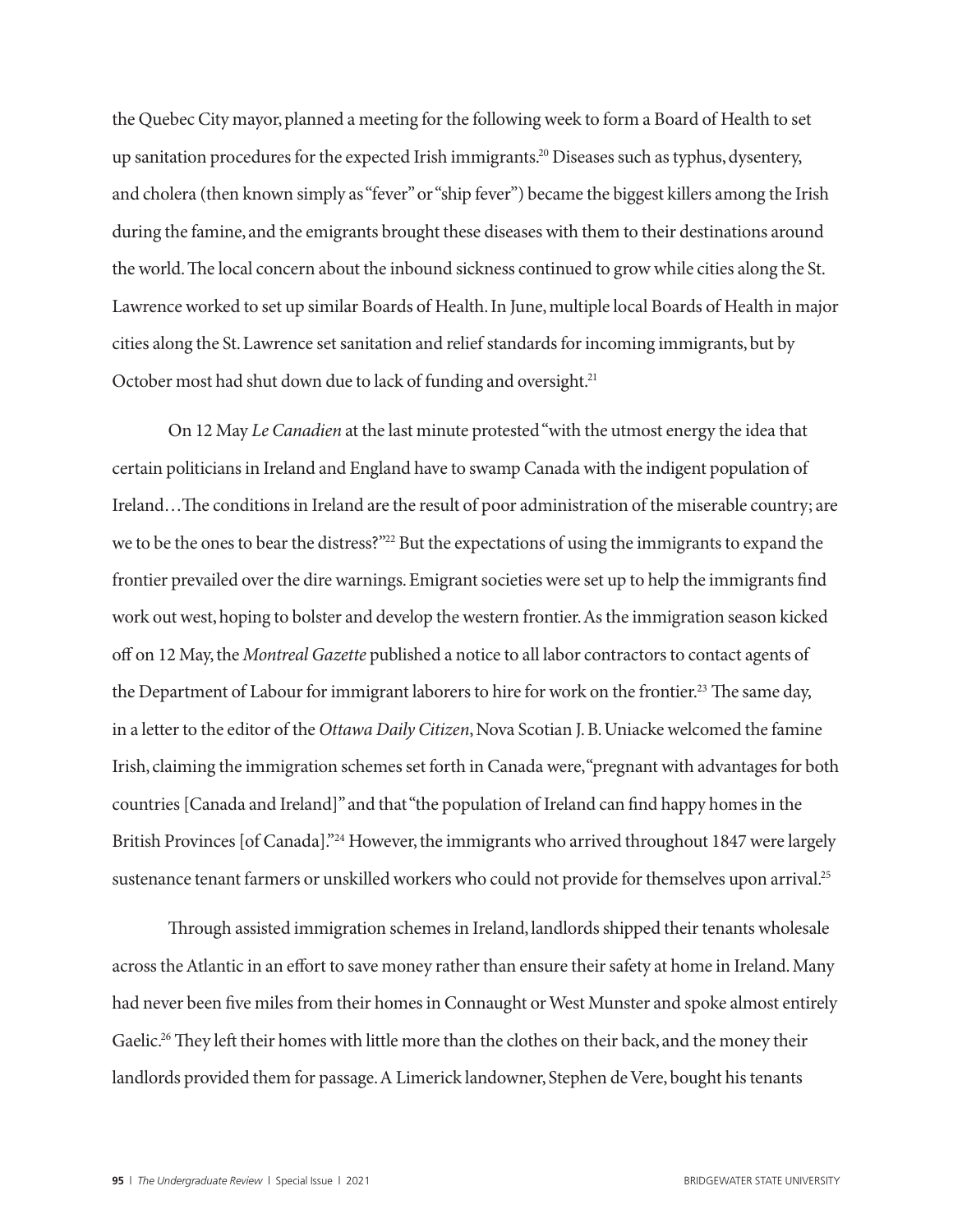the Quebec City mayor, planned a meeting for the following week to form a Board of Health to set up sanitation procedures for the expected Irish immigrants.[20] Diseases such as typhus, dysentery, and cholera (then known simply as "fever" or "ship fever") became the biggest killers among the Irish during the famine, and the emigrants brought these diseases with them to their destinations around the world. The local concern about the inbound sickness continued to grow while cities along the St. Lawrence worked to set up similar Boards of Health. In June, multiple local Boards of Health in major cities along the St. Lawrence set sanitation and relief standards for incoming immigrants, but by October most had shut down due to lack of funding and oversight.[21]

On 12 May *Le Canadien* at the last minute protested "with the utmost energy the idea that certain politicians in Ireland and England have to swamp Canada with the indigent population of Ireland…The conditions in Ireland are the result of poor administration of the miserable country; are we to be the ones to bear the distress?"[22] But the expectations of using the immigrants to expand the frontier prevailed over the dire warnings. Emigrant societies were set up to help the immigrants find work out west, hoping to bolster and develop the western frontier. As the immigration season kicked off on 12 May, the *Montreal Gazette* published a notice to all labor contractors to contact agents of the Department of Labour for immigrant laborers to hire for work on the frontier.[23] The same day, in a letter to the editor of the *Ottawa Daily Citizen*, Nova Scotian J. B. Uniacke welcomed the famine Irish, claiming the immigration schemes set forth in Canada were, "pregnant with advantages for both countries [Canada and Ireland]" and that "the population of Ireland can find happy homes in the British Provinces [of Canada]."[24] However, the immigrants who arrived throughout 1847 were largely sustenance tenant farmers or unskilled workers who could not provide for themselves upon arrival.[25]

Through assisted immigration schemes in Ireland, landlords shipped their tenants wholesale across the Atlantic in an effort to save money rather than ensure their safety at home in Ireland. Many had never been five miles from their homes in Connaught or West Munster and spoke almost entirely Gaelic.[26] They left their homes with little more than the clothes on their back, and the money their landlords provided them for passage. A Limerick landowner, Stephen de Vere, bought his tenants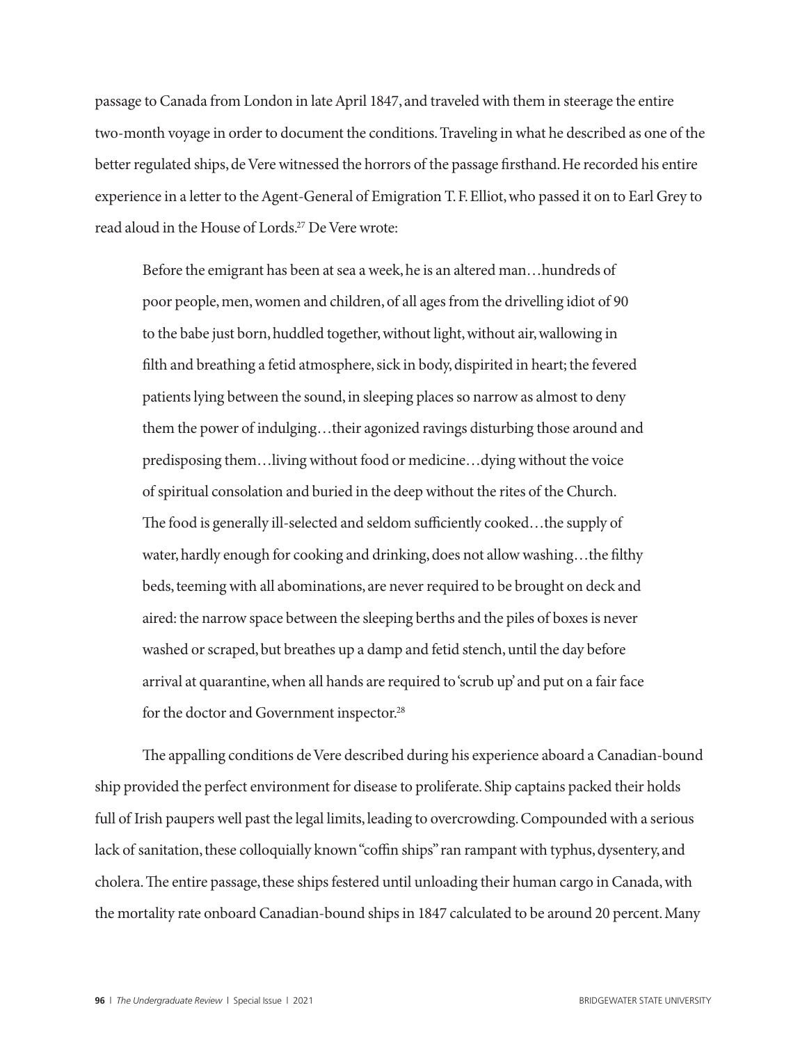passage to Canada from London in late April 1847, and traveled with them in steerage the entire two-month voyage in order to document the conditions. Traveling in what he described as one of the better regulated ships, de Vere witnessed the horrors of the passage firsthand. He recorded his entire experience in a letter to the Agent-General of Emigration T. F. Elliot, who passed it on to Earl Grey to read aloud in the House of Lords.[27] De Vere wrote:

> Before the emigrant has been at sea a week, he is an altered man…hundreds of poor people, men, women and children, of all ages from the drivelling idiot of 90 to the babe just born, huddled together, without light, without air, wallowing in filth and breathing a fetid atmosphere, sick in body, dispirited in heart; the fevered patients lying between the sound, in sleeping places so narrow as almost to deny them the power of indulging…their agonized ravings disturbing those around and predisposing them…living without food or medicine…dying without the voice of spiritual consolation and buried in the deep without the rites of the Church. The food is generally ill-selected and seldom sufficiently cooked…the supply of water, hardly enough for cooking and drinking, does not allow washing…the filthy beds, teeming with all abominations, are never required to be brought on deck and aired: the narrow space between the sleeping berths and the piles of boxes is never washed or scraped, but breathes up a damp and fetid stench, until the day before arrival at quarantine, when all hands are required to 'scrub up' and put on a fair face for the doctor and Government inspector.[28]

The appalling conditions de Vere described during his experience aboard a Canadian-bound ship provided the perfect environment for disease to proliferate. Ship captains packed their holds full of Irish paupers well past the legal limits, leading to overcrowding. Compounded with a serious lack of sanitation, these colloquially known "coffin ships" ran rampant with typhus, dysentery, and cholera. The entire passage, these ships festered until unloading their human cargo in Canada, with the mortality rate onboard Canadian-bound ships in 1847 calculated to be around 20 percent. Many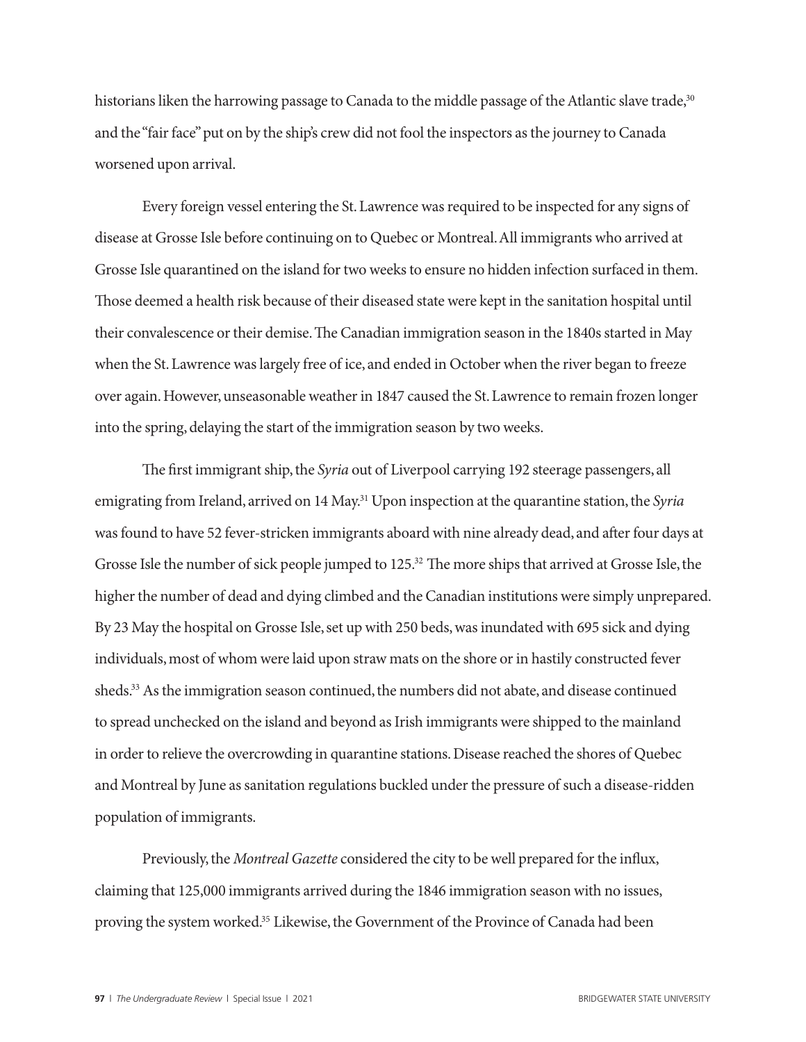historians liken the harrowing passage to Canada to the middle passage of the Atlantic slave trade,[30] and the "fair face" put on by the ship's crew did not fool the inspectors as the journey to Canada worsened upon arrival.

Every foreign vessel entering the St. Lawrence was required to be inspected for any signs of disease at Grosse Isle before continuing on to Quebec or Montreal. All immigrants who arrived at Grosse Isle quarantined on the island for two weeks to ensure no hidden infection surfaced in them. Those deemed a health risk because of their diseased state were kept in the sanitation hospital until their convalescence or their demise. The Canadian immigration season in the 1840s started in May when the St. Lawrence was largely free of ice, and ended in October when the river began to freeze over again. However, unseasonable weather in 1847 caused the St. Lawrence to remain frozen longer into the spring, delaying the start of the immigration season by two weeks.

The first immigrant ship, the *Syria* out of Liverpool carrying 192 steerage passengers, all emigrating from Ireland, arrived on 14 May.[31] Upon inspection at the quarantine station, the *Syria* was found to have 52 fever-stricken immigrants aboard with nine already dead, and after four days at Grosse Isle the number of sick people jumped to 125.[32] The more ships that arrived at Grosse Isle, the higher the number of dead and dying climbed and the Canadian institutions were simply unprepared. By 23 May the hospital on Grosse Isle, set up with 250 beds, was inundated with 695 sick and dying individuals, most of whom were laid upon straw mats on the shore or in hastily constructed fever sheds.[33] As the immigration season continued, the numbers did not abate, and disease continued to spread unchecked on the island and beyond as Irish immigrants were shipped to the mainland in order to relieve the overcrowding in quarantine stations. Disease reached the shores of Quebec and Montreal by June as sanitation regulations buckled under the pressure of such a disease-ridden population of immigrants.

Previously, the *Montreal Gazette* considered the city to be well prepared for the influx, claiming that 125,000 immigrants arrived during the 1846 immigration season with no issues, proving the system worked.[35] Likewise, the Government of the Province of Canada had been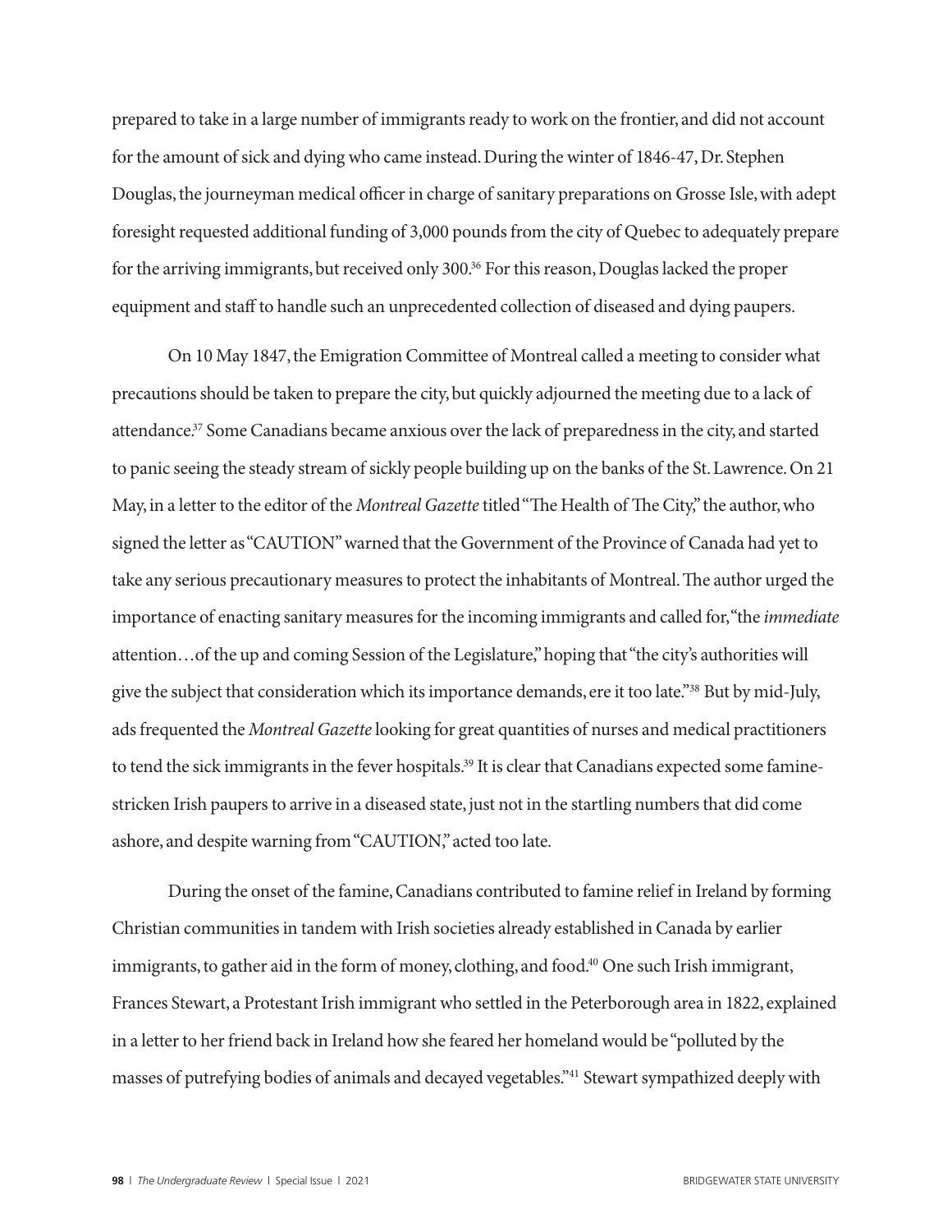prepared to take in a large number of immigrants ready to work on the frontier, and did not account for the amount of sick and dying who came instead. During the winter of 1846-47, Dr. Stephen Douglas, the journeyman medical officer in charge of sanitary preparations on Grosse Isle, with adept foresight requested additional funding of 3,000 pounds from the city of Quebec to adequately prepare for the arriving immigrants, but received only 300.[36] For this reason, Douglas lacked the proper equipment and staff to handle such an unprecedented collection of diseased and dying paupers.

On 10 May 1847, the Emigration Committee of Montreal called a meeting to consider what precautions should be taken to prepare the city, but quickly adjourned the meeting due to a lack of attendance.[37] Some Canadians became anxious over the lack of preparedness in the city, and started to panic seeing the steady stream of sickly people building up on the banks of the St. Lawrence. On 21 May, in a letter to the editor of the *Montreal Gazette* titled "The Health of The City," the author, who signed the letter as "CAUTION" warned that the Government of the Province of Canada had yet to take any serious precautionary measures to protect the inhabitants of Montreal. The author urged the importance of enacting sanitary measures for the incoming immigrants and called for, "the *immediate* attention…of the up and coming Session of the Legislature," hoping that "the city's authorities will give the subject that consideration which its importance demands, ere it too late."[38] But by mid-July, ads frequented the *Montreal Gazette* looking for great quantities of nurses and medical practitioners to tend the sick immigrants in the fever hospitals.[39] It is clear that Canadians expected some famine-stricken Irish paupers to arrive in a diseased state, just not in the startling numbers that did come ashore, and despite warning from "CAUTION," acted too late.

During the onset of the famine, Canadians contributed to famine relief in Ireland by forming Christian communities in tandem with Irish societies already established in Canada by earlier immigrants, to gather aid in the form of money, clothing, and food.[40] One such Irish immigrant, Frances Stewart, a Protestant Irish immigrant who settled in the Peterborough area in 1822, explained in a letter to her friend back in Ireland how she feared her homeland would be "polluted by the masses of putrefying bodies of animals and decayed vegetables."[41] Stewart sympathized deeply with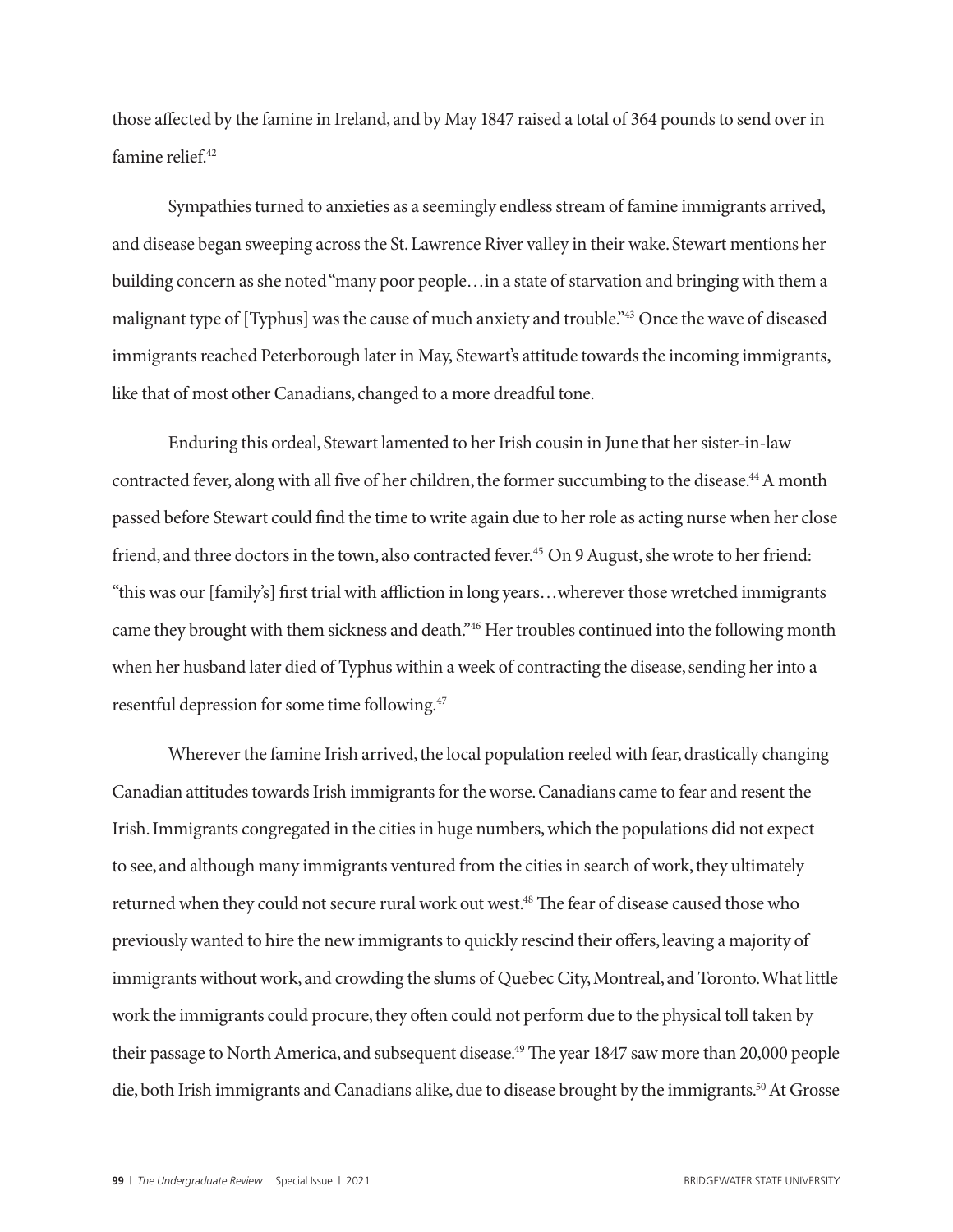those affected by the famine in Ireland, and by May 1847 raised a total of 364 pounds to send over in famine relief.[42]

Sympathies turned to anxieties as a seemingly endless stream of famine immigrants arrived, and disease began sweeping across the St. Lawrence River valley in their wake. Stewart mentions her building concern as she noted "many poor people…in a state of starvation and bringing with them a malignant type of [Typhus] was the cause of much anxiety and trouble."[43] Once the wave of diseased immigrants reached Peterborough later in May, Stewart's attitude towards the incoming immigrants, like that of most other Canadians, changed to a more dreadful tone.

Enduring this ordeal, Stewart lamented to her Irish cousin in June that her sister-in-law contracted fever, along with all five of her children, the former succumbing to the disease.[44] A month passed before Stewart could find the time to write again due to her role as acting nurse when her close friend, and three doctors in the town, also contracted fever.[45] On 9 August, she wrote to her friend: "this was our [family's] first trial with affliction in long years…wherever those wretched immigrants came they brought with them sickness and death."[46] Her troubles continued into the following month when her husband later died of Typhus within a week of contracting the disease, sending her into a resentful depression for some time following.[47]

Wherever the famine Irish arrived, the local population reeled with fear, drastically changing Canadian attitudes towards Irish immigrants for the worse. Canadians came to fear and resent the Irish. Immigrants congregated in the cities in huge numbers, which the populations did not expect to see, and although many immigrants ventured from the cities in search of work, they ultimately returned when they could not secure rural work out west.[48] The fear of disease caused those who previously wanted to hire the new immigrants to quickly rescind their offers, leaving a majority of immigrants without work, and crowding the slums of Quebec City, Montreal, and Toronto. What little work the immigrants could procure, they often could not perform due to the physical toll taken by their passage to North America, and subsequent disease.[49] The year 1847 saw more than 20,000 people die, both Irish immigrants and Canadians alike, due to disease brought by the immigrants.[50] At Grosse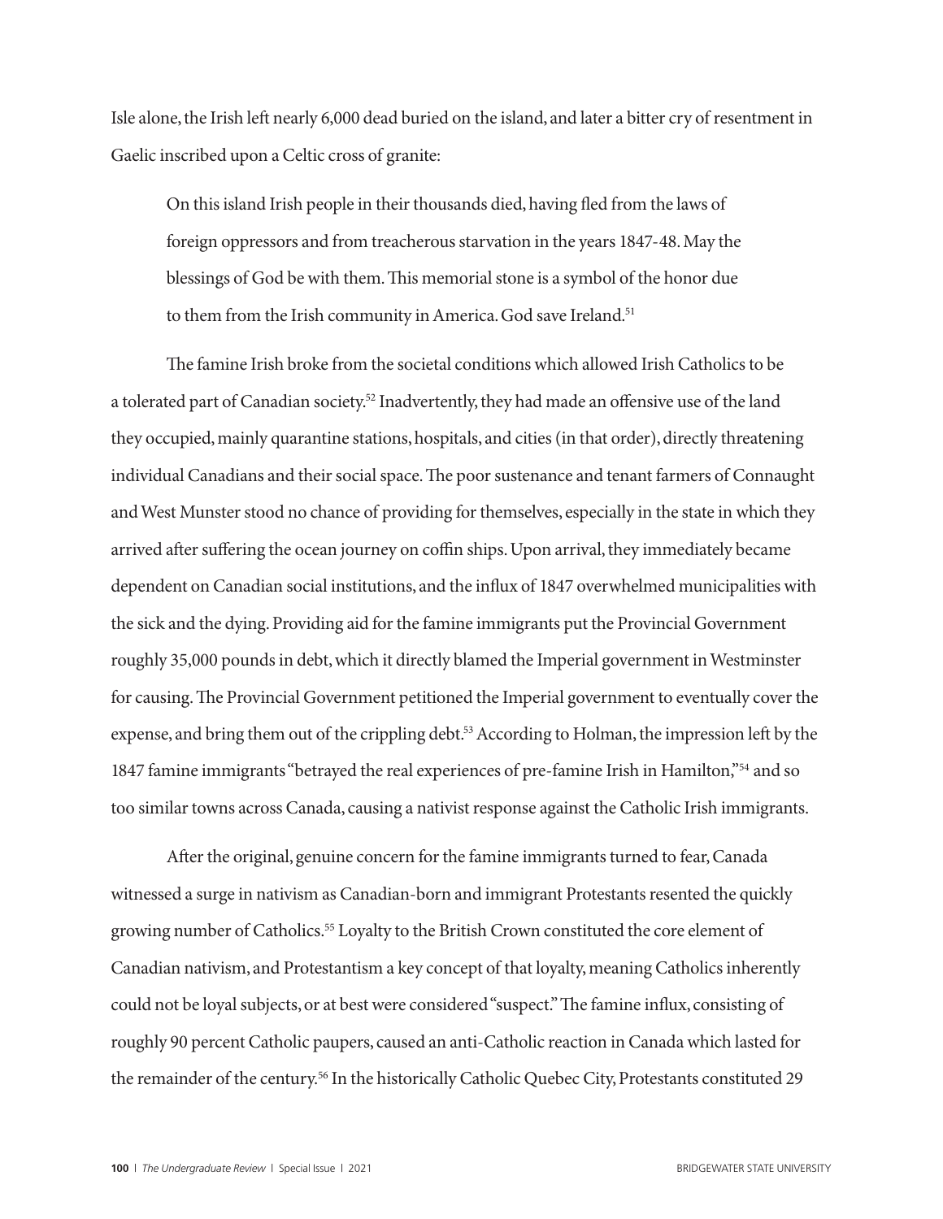Isle alone, the Irish left nearly 6,000 dead buried on the island, and later a bitter cry of resentment in Gaelic inscribed upon a Celtic cross of granite:

> On this island Irish people in their thousands died, having fled from the laws of foreign oppressors and from treacherous starvation in the years 1847-48. May the blessings of God be with them. This memorial stone is a symbol of the honor due to them from the Irish community in America. God save Ireland.[51]

The famine Irish broke from the societal conditions which allowed Irish Catholics to be a tolerated part of Canadian society.[52] Inadvertently, they had made an offensive use of the land they occupied, mainly quarantine stations, hospitals, and cities (in that order), directly threatening individual Canadians and their social space. The poor sustenance and tenant farmers of Connaught and West Munster stood no chance of providing for themselves, especially in the state in which they arrived after suffering the ocean journey on coffin ships. Upon arrival, they immediately became dependent on Canadian social institutions, and the influx of 1847 overwhelmed municipalities with the sick and the dying. Providing aid for the famine immigrants put the Provincial Government roughly 35,000 pounds in debt, which it directly blamed the Imperial government in Westminster for causing. The Provincial Government petitioned the Imperial government to eventually cover the expense, and bring them out of the crippling debt.[53] According to Holman, the impression left by the 1847 famine immigrants "betrayed the real experiences of pre-famine Irish in Hamilton,"[54] and so too similar towns across Canada, causing a nativist response against the Catholic Irish immigrants.

After the original, genuine concern for the famine immigrants turned to fear, Canada witnessed a surge in nativism as Canadian-born and immigrant Protestants resented the quickly growing number of Catholics.[55] Loyalty to the British Crown constituted the core element of Canadian nativism, and Protestantism a key concept of that loyalty, meaning Catholics inherently could not be loyal subjects, or at best were considered "suspect." The famine influx, consisting of roughly 90 percent Catholic paupers, caused an anti-Catholic reaction in Canada which lasted for the remainder of the century.[56] In the historically Catholic Quebec City, Protestants constituted 29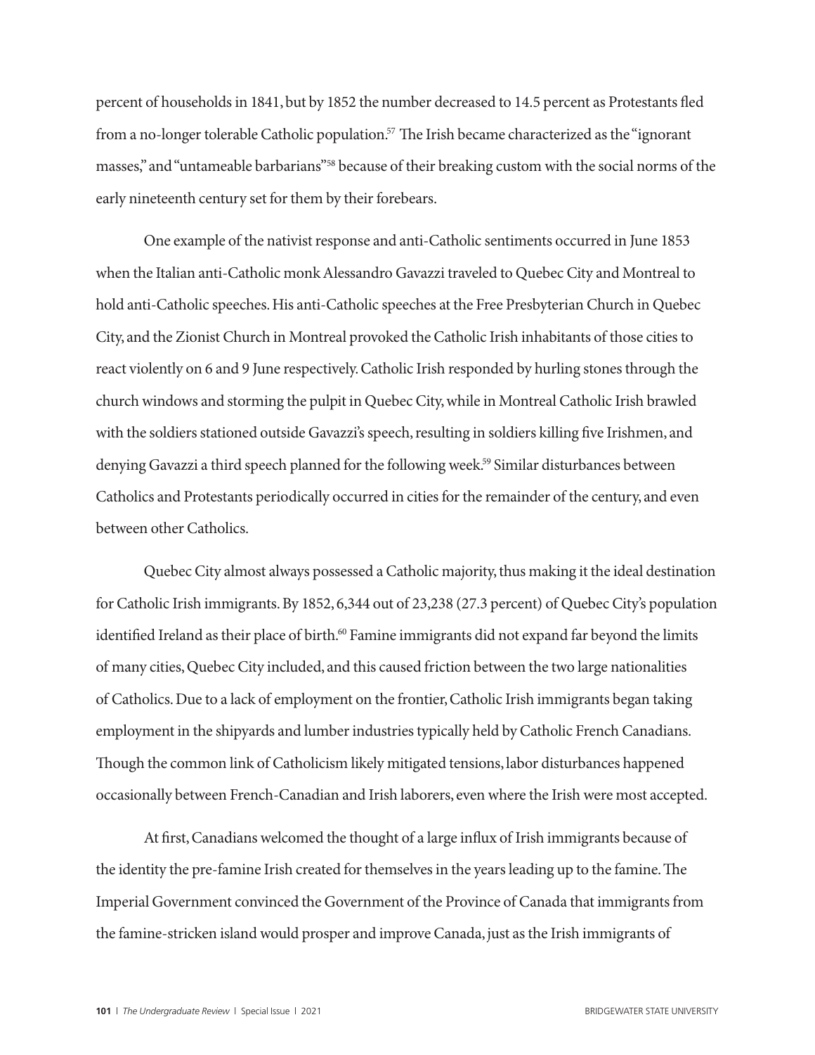percent of households in 1841, but by 1852 the number decreased to 14.5 percent as Protestants fled from a no-longer tolerable Catholic population.[57] The Irish became characterized as the "ignorant masses," and "untameable barbarians"[58] because of their breaking custom with the social norms of the early nineteenth century set for them by their forebears.

One example of the nativist response and anti-Catholic sentiments occurred in June 1853 when the Italian anti-Catholic monk Alessandro Gavazzi traveled to Quebec City and Montreal to hold anti-Catholic speeches. His anti-Catholic speeches at the Free Presbyterian Church in Quebec City, and the Zionist Church in Montreal provoked the Catholic Irish inhabitants of those cities to react violently on 6 and 9 June respectively. Catholic Irish responded by hurling stones through the church windows and storming the pulpit in Quebec City, while in Montreal Catholic Irish brawled with the soldiers stationed outside Gavazzi's speech, resulting in soldiers killing five Irishmen, and denying Gavazzi a third speech planned for the following week.[59] Similar disturbances between Catholics and Protestants periodically occurred in cities for the remainder of the century, and even between other Catholics.

Quebec City almost always possessed a Catholic majority, thus making it the ideal destination for Catholic Irish immigrants. By 1852, 6,344 out of 23,238 (27.3 percent) of Quebec City's population identified Ireland as their place of birth.[60] Famine immigrants did not expand far beyond the limits of many cities, Quebec City included, and this caused friction between the two large nationalities of Catholics. Due to a lack of employment on the frontier, Catholic Irish immigrants began taking employment in the shipyards and lumber industries typically held by Catholic French Canadians. Though the common link of Catholicism likely mitigated tensions, labor disturbances happened occasionally between French-Canadian and Irish laborers, even where the Irish were most accepted.

At first, Canadians welcomed the thought of a large influx of Irish immigrants because of the identity the pre-famine Irish created for themselves in the years leading up to the famine. The Imperial Government convinced the Government of the Province of Canada that immigrants from the famine-stricken island would prosper and improve Canada, just as the Irish immigrants of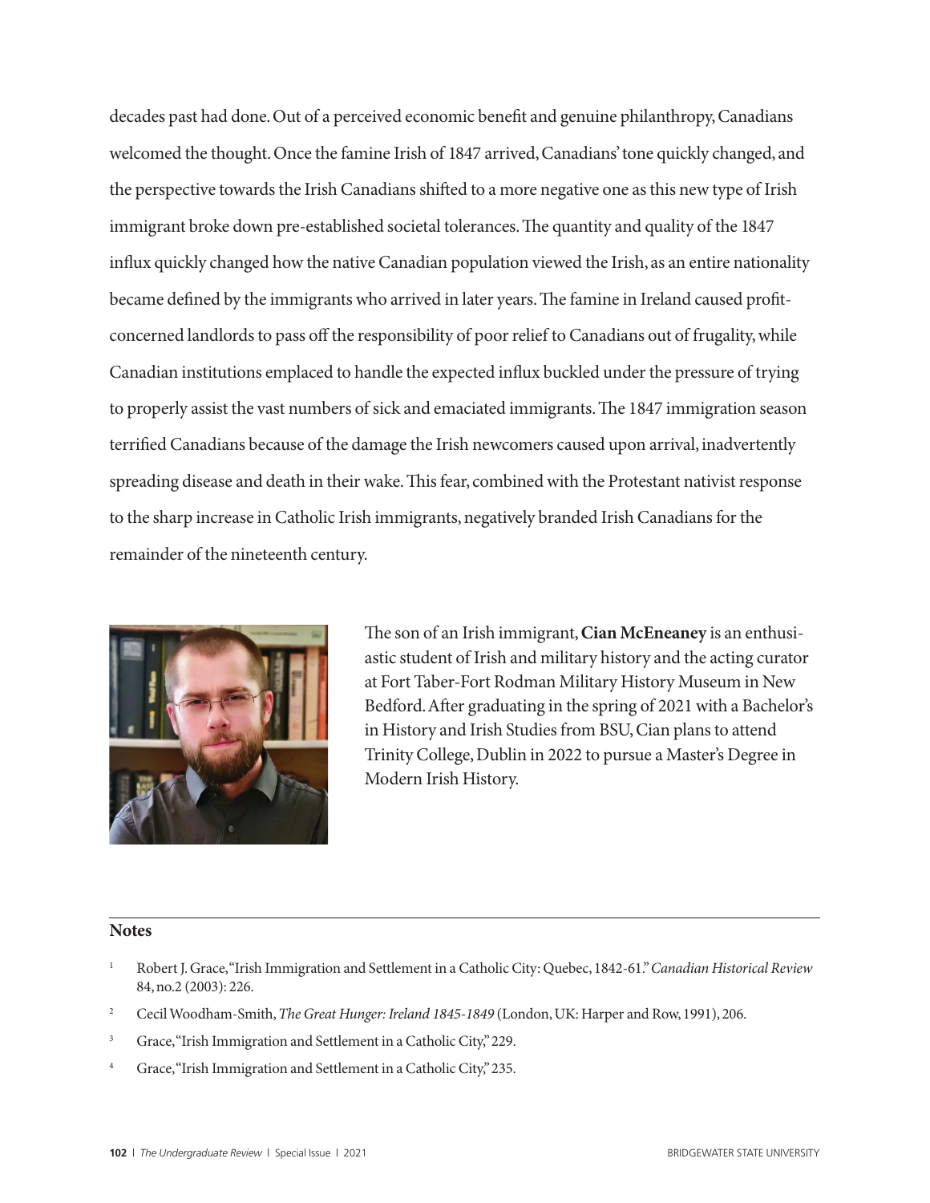decades past had done. Out of a perceived economic benefit and genuine philanthropy, Canadians welcomed the thought. Once the famine Irish of 1847 arrived, Canadians' tone quickly changed, and the perspective towards the Irish Canadians shifted to a more negative one as this new type of Irish immigrant broke down pre-established societal tolerances. The quantity and quality of the 1847 influx quickly changed how the native Canadian population viewed the Irish, as an entire nationality became defined by the immigrants who arrived in later years. The famine in Ireland caused profit-concerned landlords to pass off the responsibility of poor relief to Canadians out of frugality, while Canadian institutions emplaced to handle the expected influx buckled under the pressure of trying to properly assist the vast numbers of sick and emaciated immigrants. The 1847 immigration season terrified Canadians because of the damage the Irish newcomers caused upon arrival, inadvertently spreading disease and death in their wake. This fear, combined with the Protestant nativist response to the sharp increase in Catholic Irish immigrants, negatively branded Irish Canadians for the remainder of the nineteenth century.

The son of an Irish immigrant, **Cian McEneaney** is an enthusiastic student of Irish and military history and the acting curator at Fort Taber-Fort Rodman Military History Museum in New Bedford. After graduating in the spring of 2021 with a Bachelor's in History and Irish Studies from BSU, Cian plans to attend Trinity College, Dublin in 2022 to pursue a Master's Degree in Modern Irish History.

## Notes

1. Robert J. Grace, "Irish Immigration and Settlement in a Catholic City: Quebec, 1842-61." *Canadian Historical Review* 84, no.2 (2003): 226.
2. Cecil Woodham-Smith, *The Great Hunger: Ireland 1845-1849* (London, UK: Harper and Row, 1991), 206.
3. Grace, "Irish Immigration and Settlement in a Catholic City," 229.
4. Grace, "Irish Immigration and Settlement in a Catholic City," 235.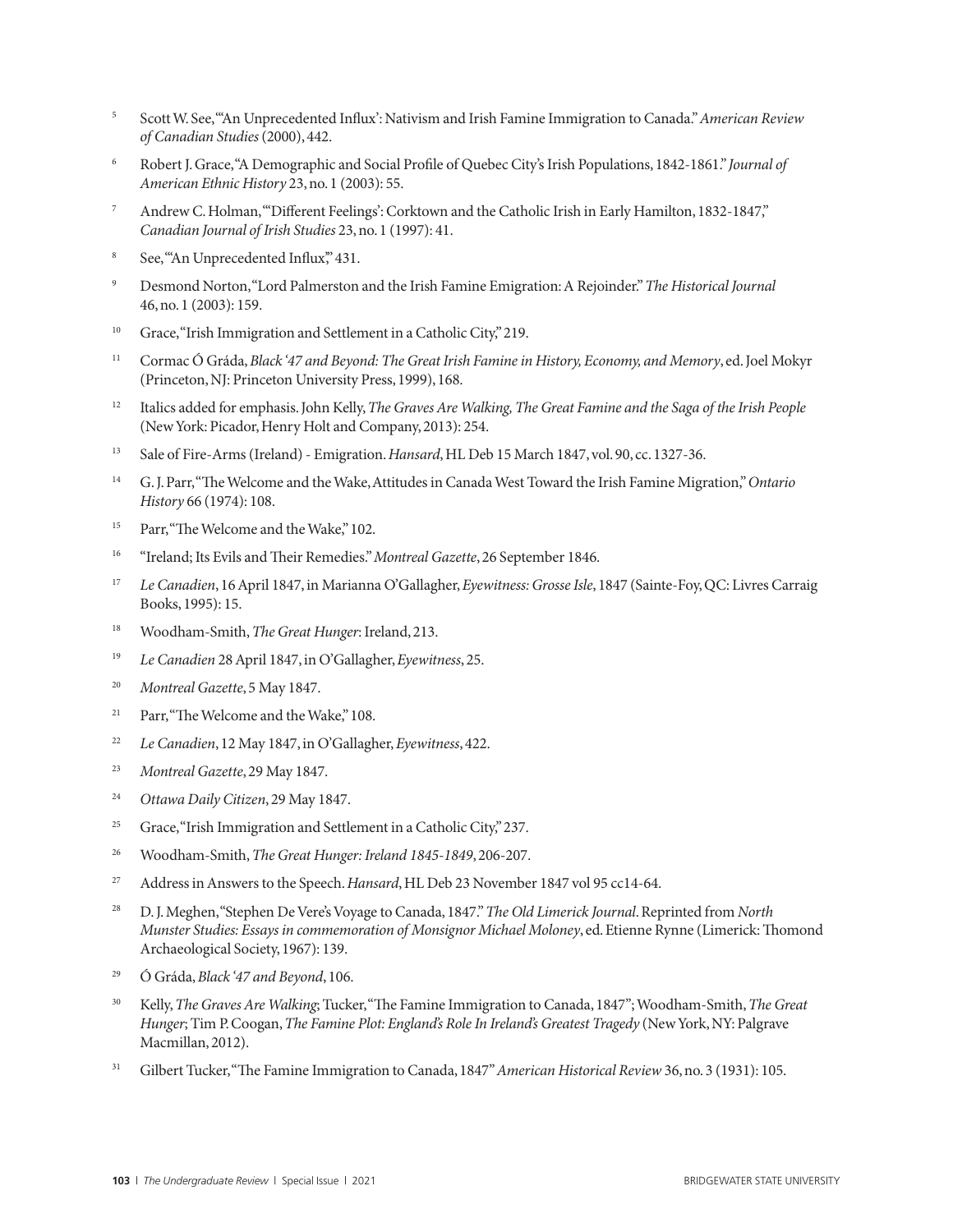[5] Scott W. See, "'An Unprecedented Influx': Nativism and Irish Famine Immigration to Canada." *American Review of Canadian Studies* (2000), 442.

[6] Robert J. Grace, "A Demographic and Social Profile of Quebec City's Irish Populations, 1842-1861." *Journal of American Ethnic History* 23, no. 1 (2003): 55.

[7] Andrew C. Holman, "'Different Feelings': Corktown and the Catholic Irish in Early Hamilton, 1832-1847," *Canadian Journal of Irish Studies* 23, no. 1 (1997): 41.

[8] See, "An Unprecedented Influx," 431.

[9] Desmond Norton, "Lord Palmerston and the Irish Famine Emigration: A Rejoinder." *The Historical Journal* 46, no. 1 (2003): 159.

[10] Grace, "Irish Immigration and Settlement in a Catholic City," 219.

[11] Cormac Ó Gráda, *Black '47 and Beyond: The Great Irish Famine in History, Economy, and Memory*, ed. Joel Mokyr (Princeton, NJ: Princeton University Press, 1999), 168.

[12] Italics added for emphasis. John Kelly, *The Graves Are Walking, The Great Famine and the Saga of the Irish People* (New York: Picador, Henry Holt and Company, 2013): 254.

[13] Sale of Fire-Arms (Ireland) - Emigration. *Hansard*, HL Deb 15 March 1847, vol. 90, cc. 1327-36.

[14] G. J. Parr, "The Welcome and the Wake, Attitudes in Canada West Toward the Irish Famine Migration," *Ontario History* 66 (1974): 108.

[15] Parr, "The Welcome and the Wake," 102.

[16] "Ireland; Its Evils and Their Remedies." *Montreal Gazette*, 26 September 1846.

[17] *Le Canadien*, 16 April 1847, in Marianna O'Gallagher, *Eyewitness: Grosse Isle*, 1847 (Sainte-Foy, QC: Livres Carraig Books, 1995): 15.

[18] Woodham-Smith, *The Great Hunger*: Ireland, 213.

[19] *Le Canadien* 28 April 1847, in O'Gallagher, *Eyewitness*, 25.

[20] *Montreal Gazette*, 5 May 1847.

[21] Parr, "The Welcome and the Wake," 108.

[22] *Le Canadien*, 12 May 1847, in O'Gallagher, *Eyewitness*, 422.

[23] *Montreal Gazette*, 29 May 1847.

[24] *Ottawa Daily Citizen*, 29 May 1847.

[25] Grace, "Irish Immigration and Settlement in a Catholic City," 237.

[26] Woodham-Smith, *The Great Hunger: Ireland 1845-1849*, 206-207.

[27] Address in Answers to the Speech. *Hansard*, HL Deb 23 November 1847 vol 95 cc14-64.

[28] D. J. Meghen, "Stephen De Vere's Voyage to Canada, 1847." *The Old Limerick Journal*. Reprinted from *North Munster Studies: Essays in commemoration of Monsignor Michael Moloney*, ed. Etienne Rynne (Limerick: Thomond Archaeological Society, 1967): 139.

[29] Ó Gráda, *Black '47 and Beyond*, 106.

[30] Kelly, *The Graves Are Walking*; Tucker, "The Famine Immigration to Canada, 1847"; Woodham-Smith, *The Great Hunger*; Tim P. Coogan, *The Famine Plot: England's Role In Ireland's Greatest Tragedy* (New York, NY: Palgrave Macmillan, 2012).

[31] Gilbert Tucker, "The Famine Immigration to Canada, 1847" *American Historical Review* 36, no. 3 (1931): 105.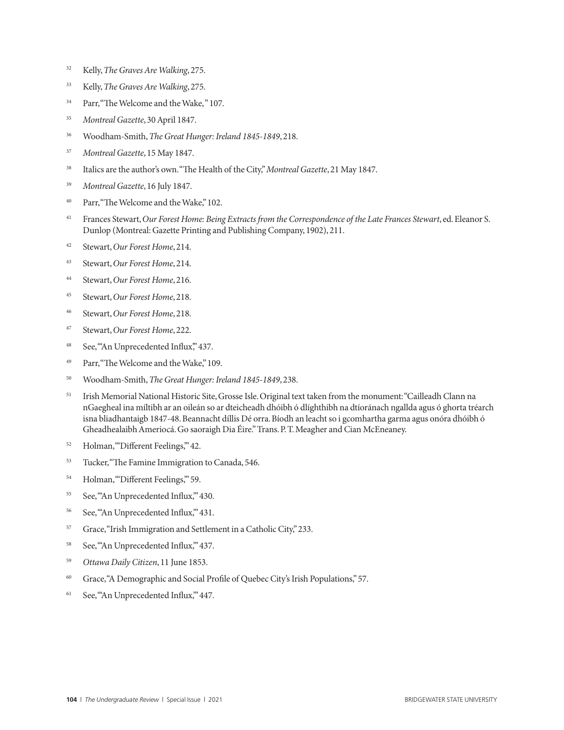[32] Kelly, *The Graves Are Walking*, 275.

[33] Kelly, *The Graves Are Walking*, 275.

[34] Parr, "The Welcome and the Wake, " 107.

[35] *Montreal Gazette*, 30 April 1847.

[36] Woodham-Smith, *The Great Hunger: Ireland 1845-1849*, 218.

[37] *Montreal Gazette*, 15 May 1847.

[38] Italics are the author's own. "The Health of the City," *Montreal Gazette*, 21 May 1847.

[39] *Montreal Gazette*, 16 July 1847.

[40] Parr, "The Welcome and the Wake," 102.

[41] Frances Stewart, *Our Forest Home: Being Extracts from the Correspondence of the Late Frances Stewart*, ed. Eleanor S. Dunlop (Montreal: Gazette Printing and Publishing Company, 1902), 211.

[42] Stewart, *Our Forest Home*, 214.

[43] Stewart, *Our Forest Home*, 214.

[44] Stewart, *Our Forest Home*, 216.

[45] Stewart, *Our Forest Home*, 218.

[46] Stewart, *Our Forest Home*, 218.

[47] Stewart, *Our Forest Home*, 222.

[48] See, "'An Unprecedented Influx," 437.

[49] Parr, "The Welcome and the Wake," 109.

[50] Woodham-Smith, *The Great Hunger: Ireland 1845-1849*, 238.

[51] Irish Memorial National Historic Site, Grosse Isle. Original text taken from the monument: "Cailleadh Clann na nGaegheal ina míltibh ar an oileán so ar dteicheadh dhóibh ó dlíghthibh na dtíoránach ngallda agus ó ghorta tréarch isna bliadhantaigb 1847-48. Beannacht díllis Dé orra. Bíodh an leacht so i gcomhartha garma agus onóra dhóibh ó Gheadhealaibh Ameriocá. Go saoraigh Dia Éire." Trans. P. T. Meagher and Cian McEneaney.

[52] Holman, "'Different Feelings,'" 42.

[53] Tucker, "The Famine Immigration to Canada, 546.

[54] Holman, "'Different Feelings,'" 59.

[55] See, "'An Unprecedented Influx,'" 430.

[56] See, "'An Unprecedented Influx,'" 431.

[57] Grace, "Irish Immigration and Settlement in a Catholic City," 233.

[58] See, "'An Unprecedented Influx,'" 437.

[59] *Ottawa Daily Citizen*, 11 June 1853.

[60] Grace, "A Demographic and Social Profile of Quebec City's Irish Populations," 57.

[61] See, "'An Unprecedented Influx,'" 447.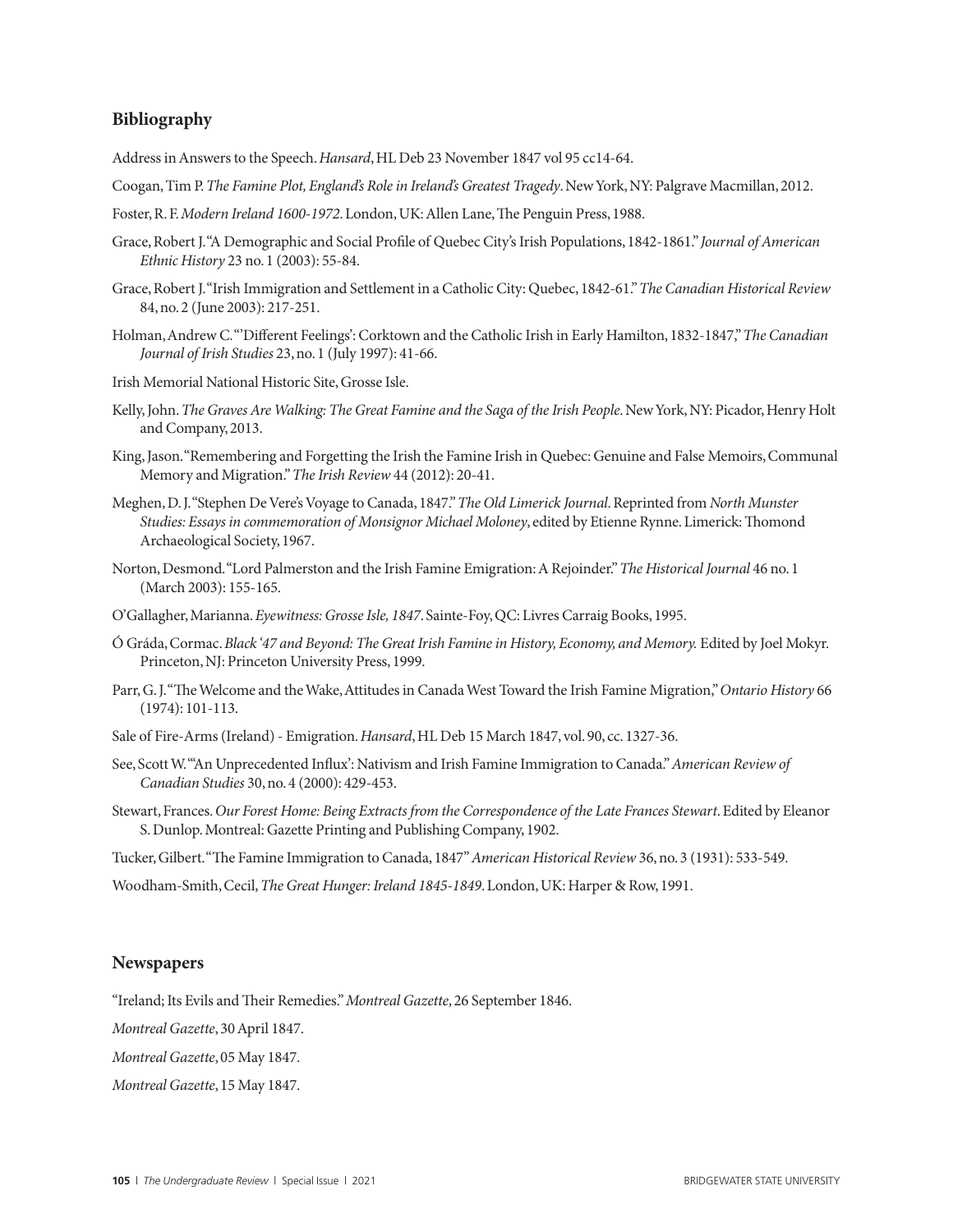## Bibliography

Address in Answers to the Speech. *Hansard*, HL Deb 23 November 1847 vol 95 cc14-64.

Coogan, Tim P. *The Famine Plot, England's Role in Ireland's Greatest Tragedy*. New York, NY: Palgrave Macmillan, 2012.

Foster, R. F. *Modern Ireland 1600-1972*. London, UK: Allen Lane, The Penguin Press, 1988.

Grace, Robert J. "A Demographic and Social Profile of Quebec City's Irish Populations, 1842-1861." *Journal of American Ethnic History* 23 no. 1 (2003): 55-84.

Grace, Robert J. "Irish Immigration and Settlement in a Catholic City: Quebec, 1842-61." *The Canadian Historical Review* 84, no. 2 (June 2003): 217-251.

Holman, Andrew C. "'Different Feelings': Corktown and the Catholic Irish in Early Hamilton, 1832-1847," *The Canadian Journal of Irish Studies* 23, no. 1 (July 1997): 41-66.

Irish Memorial National Historic Site, Grosse Isle.

Kelly, John. *The Graves Are Walking: The Great Famine and the Saga of the Irish People*. New York, NY: Picador, Henry Holt and Company, 2013.

King, Jason. "Remembering and Forgetting the Irish the Famine Irish in Quebec: Genuine and False Memoirs, Communal Memory and Migration." *The Irish Review* 44 (2012): 20-41.

Meghen, D. J. "Stephen De Vere's Voyage to Canada, 1847." *The Old Limerick Journal*. Reprinted from *North Munster Studies: Essays in commemoration of Monsignor Michael Moloney*, edited by Etienne Rynne. Limerick: Thomond Archaeological Society, 1967.

Norton, Desmond. "Lord Palmerston and the Irish Famine Emigration: A Rejoinder." *The Historical Journal* 46 no. 1 (March 2003): 155-165.

O'Gallagher, Marianna. *Eyewitness: Grosse Isle, 1847*. Sainte-Foy, QC: Livres Carraig Books, 1995.

Ó Gráda, Cormac. *Black '47 and Beyond: The Great Irish Famine in History, Economy, and Memory.* Edited by Joel Mokyr. Princeton, NJ: Princeton University Press, 1999.

Parr, G. J. "The Welcome and the Wake, Attitudes in Canada West Toward the Irish Famine Migration," *Ontario History* 66 (1974): 101-113.

Sale of Fire-Arms (Ireland) - Emigration. *Hansard*, HL Deb 15 March 1847, vol. 90, cc. 1327-36.

See, Scott W. "'An Unprecedented Influx': Nativism and Irish Famine Immigration to Canada." *American Review of Canadian Studies* 30, no. 4 (2000): 429-453.

Stewart, Frances. *Our Forest Home: Being Extracts from the Correspondence of the Late Frances Stewart*. Edited by Eleanor S. Dunlop. Montreal: Gazette Printing and Publishing Company, 1902.

Tucker, Gilbert. "The Famine Immigration to Canada, 1847" *American Historical Review* 36, no. 3 (1931): 533-549.

Woodham-Smith, Cecil, *The Great Hunger: Ireland 1845-1849*. London, UK: Harper & Row, 1991.

## Newspapers

"Ireland; Its Evils and Their Remedies." *Montreal Gazette*, 26 September 1846.

*Montreal Gazette*, 30 April 1847.

*Montreal Gazette*, 05 May 1847.

*Montreal Gazette*, 15 May 1847.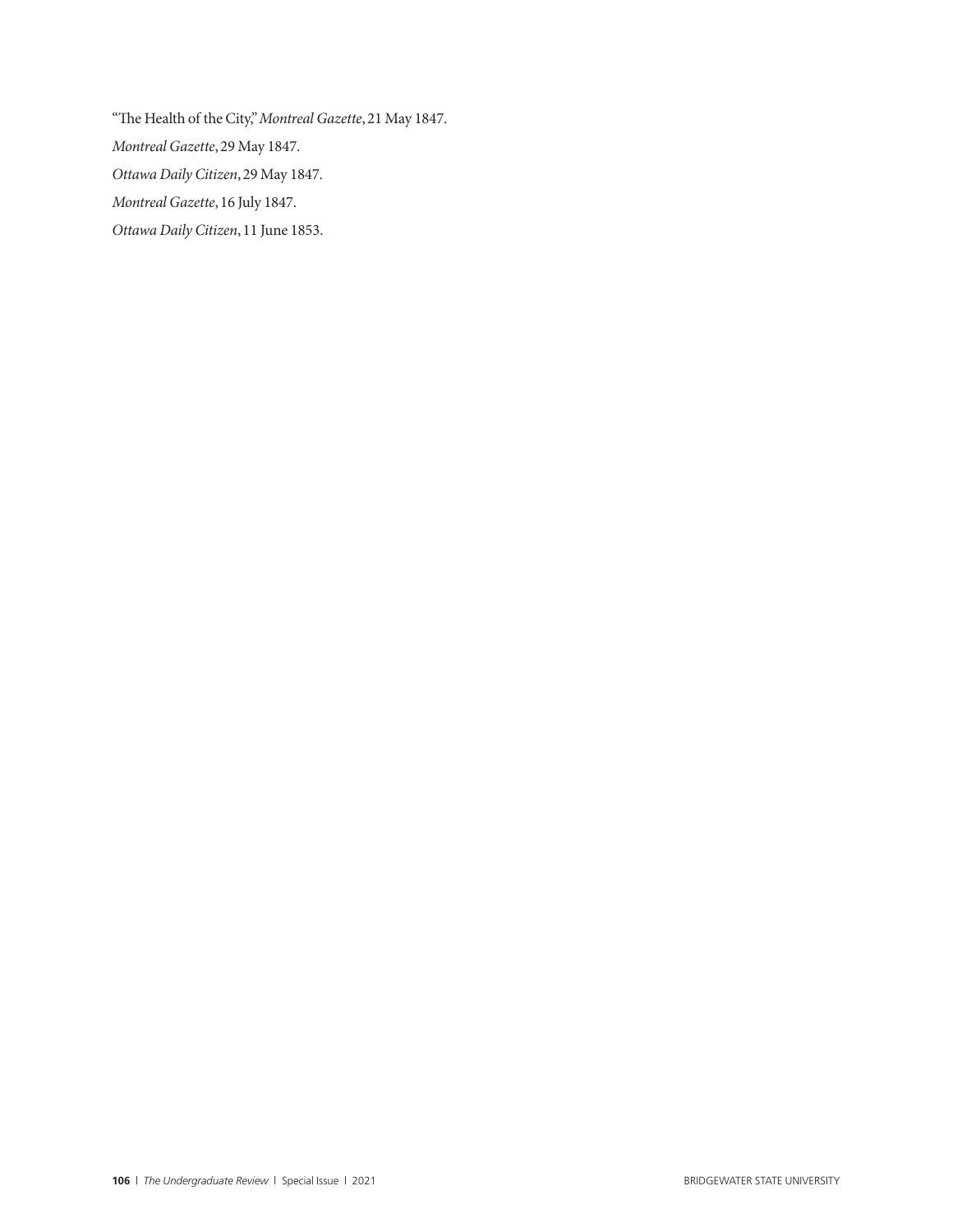"The Health of the City," *Montreal Gazette*, 21 May 1847.

*Montreal Gazette*, 29 May 1847.

*Ottawa Daily Citizen*, 29 May 1847.

*Montreal Gazette*, 16 July 1847.

*Ottawa Daily Citizen*, 11 June 1853.